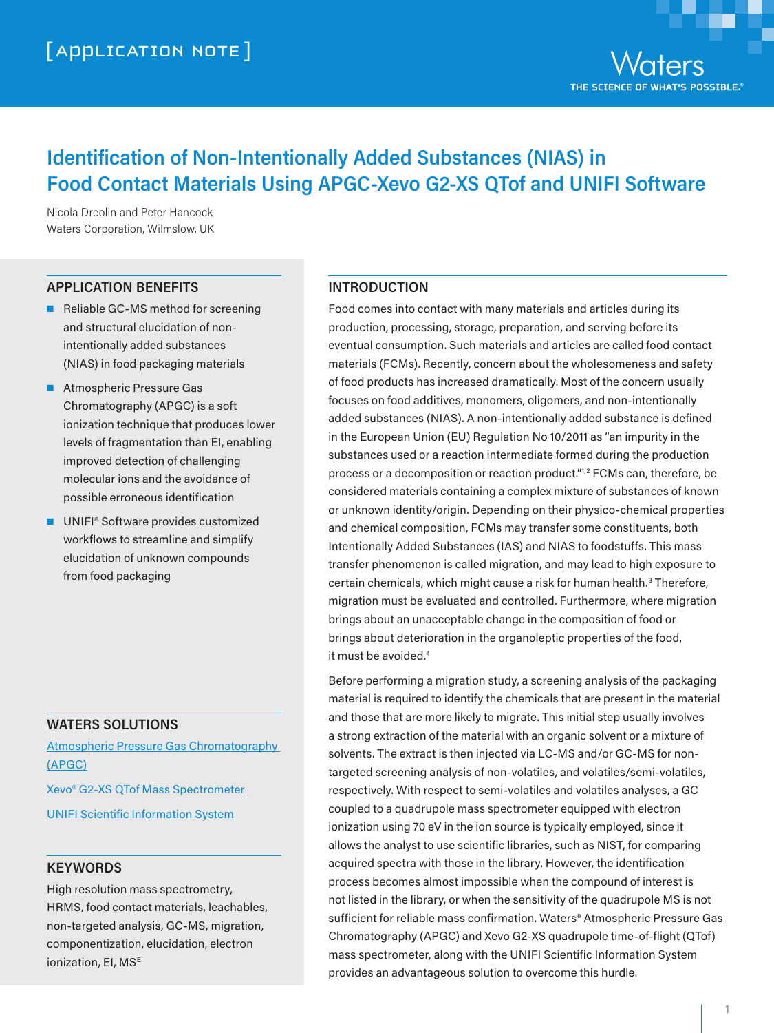[APPLICATION NOTE]

# Identification of Non-Intentionally Added Substances (NIAS) in Food Contact Materials Using APGC-Xevo G2-XS QTof and UNIFI Software

Nicola Dreolin and Peter Hancock
Waters Corporation, Wilmslow, UK

## APPLICATION BENEFITS

- Reliable GC-MS method for screening and structural elucidation of non-intentionally added substances (NIAS) in food packaging materials
- Atmospheric Pressure Gas Chromatography (APGC) is a soft ionization technique that produces lower levels of fragmentation than EI, enabling improved detection of challenging molecular ions and the avoidance of possible erroneous identification
- UNIFI® Software provides customized workflows to streamline and simplify elucidation of unknown compounds from food packaging

## WATERS SOLUTIONS

Atmospheric Pressure Gas Chromatography (APGC)

Xevo® G2-XS QTof Mass Spectrometer

UNIFI Scientific Information System

## KEYWORDS

High resolution mass spectrometry, HRMS, food contact materials, leachables, non-targeted analysis, GC-MS, migration, componentization, elucidation, electron ionization, EI, MS$^E$

## INTRODUCTION

Food comes into contact with many materials and articles during its production, processing, storage, preparation, and serving before its eventual consumption. Such materials and articles are called food contact materials (FCMs). Recently, concern about the wholesomeness and safety of food products has increased dramatically. Most of the concern usually focuses on food additives, monomers, oligomers, and non-intentionally added substances (NIAS). A non-intentionally added substance is defined in the European Union (EU) Regulation No 10/2011 as "an impurity in the substances used or a reaction intermediate formed during the production process or a decomposition or reaction product."[1,2] FCMs can, therefore, be considered materials containing a complex mixture of substances of known or unknown identity/origin. Depending on their physico-chemical properties and chemical composition, FCMs may transfer some constituents, both Intentionally Added Substances (IAS) and NIAS to foodstuffs. This mass transfer phenomenon is called migration, and may lead to high exposure to certain chemicals, which might cause a risk for human health.[3] Therefore, migration must be evaluated and controlled. Furthermore, where migration brings about an unacceptable change in the composition of food or brings about deterioration in the organoleptic properties of the food, it must be avoided.[4]

Before performing a migration study, a screening analysis of the packaging material is required to identify the chemicals that are present in the material and those that are more likely to migrate. This initial step usually involves a strong extraction of the material with an organic solvent or a mixture of solvents. The extract is then injected via LC-MS and/or GC-MS for non-targeted screening analysis of non-volatiles, and volatiles/semi-volatiles, respectively. With respect to semi-volatiles and volatiles analyses, a GC coupled to a quadrupole mass spectrometer equipped with electron ionization using 70 eV in the ion source is typically employed, since it allows the analyst to use scientific libraries, such as NIST, for comparing acquired spectra with those in the library. However, the identification process becomes almost impossible when the compound of interest is not listed in the library, or when the sensitivity of the quadrupole MS is not sufficient for reliable mass confirmation. Waters® Atmospheric Pressure Gas Chromatography (APGC) and Xevo G2-XS quadrupole time-of-flight (QTof) mass spectrometer, along with the UNIFI Scientific Information System provides an advantageous solution to overcome this hurdle.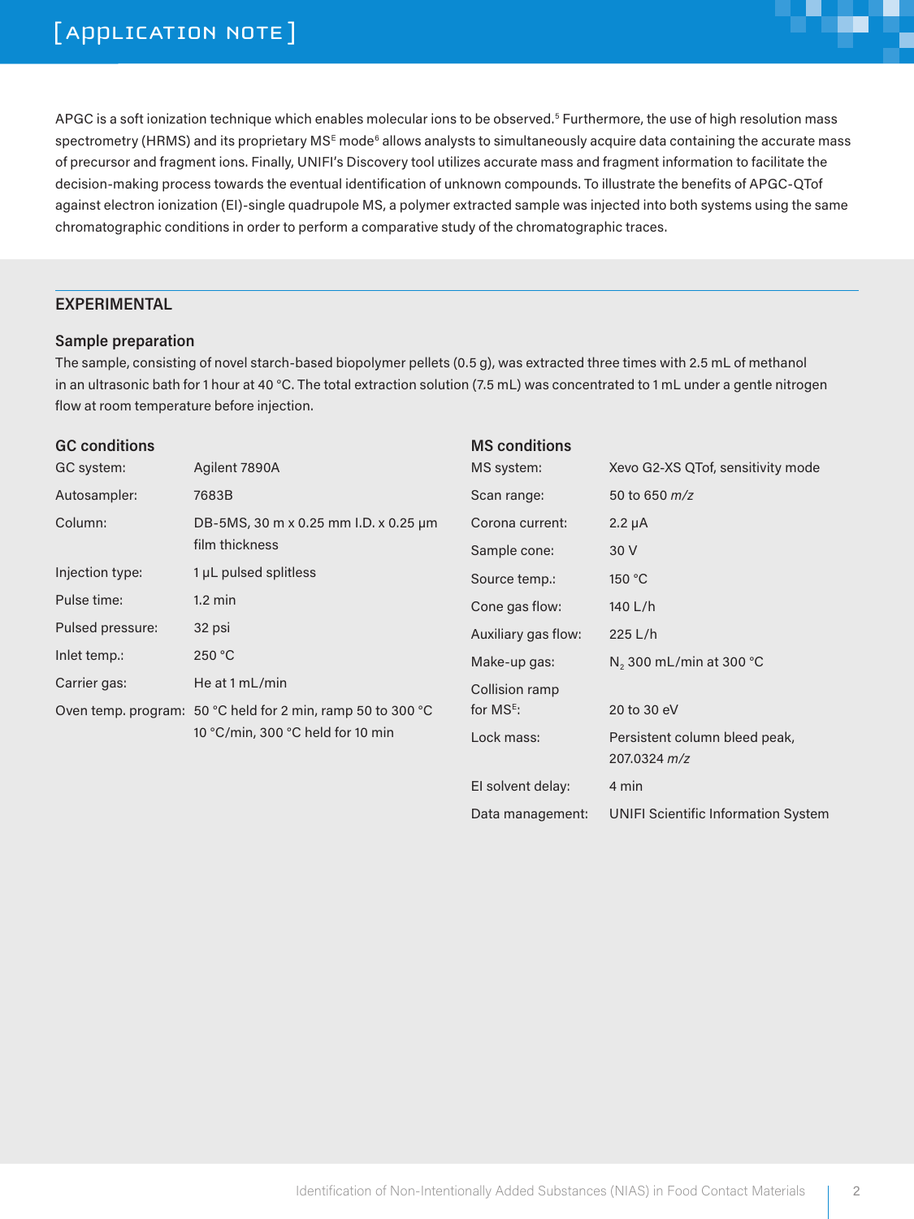APGC is a soft ionization technique which enables molecular ions to be observed.[5] Furthermore, the use of high resolution mass spectrometry (HRMS) and its proprietary $MS^E$ mode[6] allows analysts to simultaneously acquire data containing the accurate mass of precursor and fragment ions. Finally, UNIFI's Discovery tool utilizes accurate mass and fragment information to facilitate the decision-making process towards the eventual identification of unknown compounds. To illustrate the benefits of APGC-QTof against electron ionization (EI)-single quadrupole MS, a polymer extracted sample was injected into both systems using the same chromatographic conditions in order to perform a comparative study of the chromatographic traces.

## EXPERIMENTAL

### Sample preparation

The sample, consisting of novel starch-based biopolymer pellets (0.5 g), was extracted three times with 2.5 mL of methanol in an ultrasonic bath for 1 hour at 40 °C. The total extraction solution (7.5 mL) was concentrated to 1 mL under a gentle nitrogen flow at room temperature before injection.

### GC conditions

| | |
|---|---|
| GC system: | Agilent 7890A |
| Autosampler: | 7683B |
| Column: | DB-5MS, 30 m x 0.25 mm I.D. x 0.25 µm film thickness |
| Injection type: | 1 µL pulsed splitless |
| Pulse time: | 1.2 min |
| Pulsed pressure: | 32 psi |
| Inlet temp.: | 250 °C |
| Carrier gas: | He at 1 mL/min |
| Oven temp. program: | 50 °C held for 2 min, ramp 50 to 300 °C 10 °C/min, 300 °C held for 10 min |

### MS conditions

| | |
|---|---|
| MS system: | Xevo G2-XS QTof, sensitivity mode |
| Scan range: | 50 to 650 *m/z* |
| Corona current: | 2.2 µA |
| Sample cone: | 30 V |
| Source temp.: | 150 °C |
| Cone gas flow: | 140 L/h |
| Auxiliary gas flow: | 225 L/h |
| Make-up gas: | $N_2$ 300 mL/min at 300 °C |
| Collision ramp for $MS^E$: | 20 to 30 eV |
| Lock mass: | Persistent column bleed peak, 207.0324 *m/z* |
| EI solvent delay: | 4 min |
| Data management: | UNIFI Scientific Information System |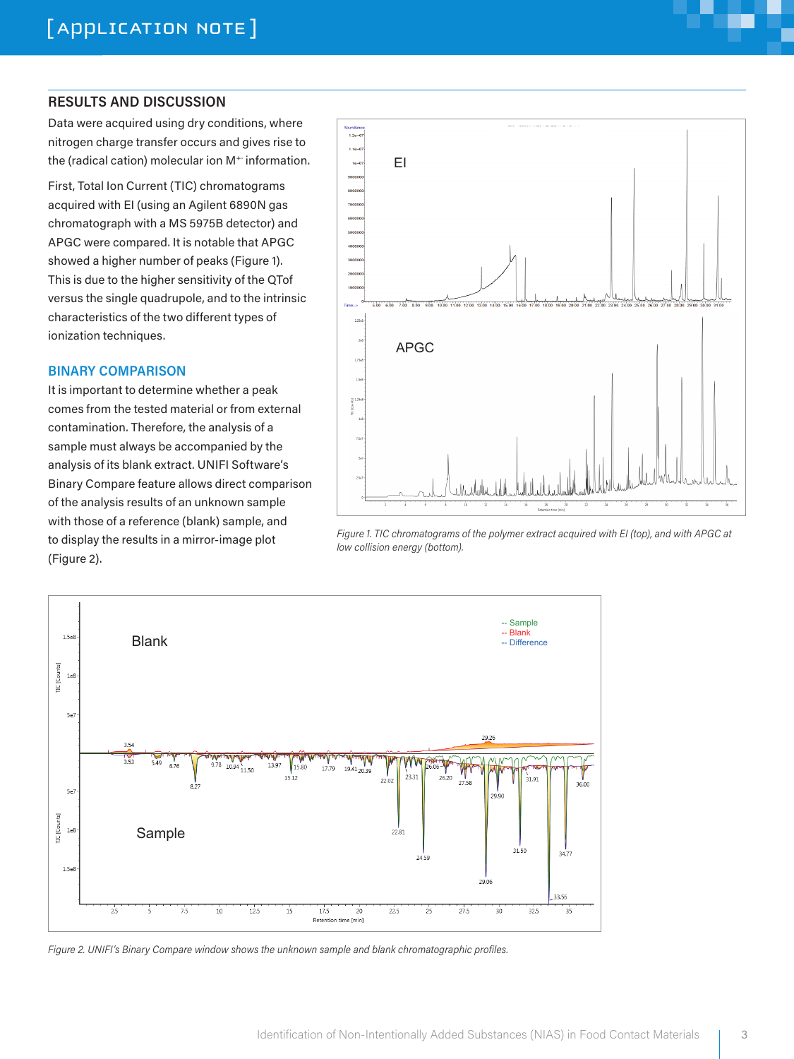## RESULTS AND DISCUSSION

Data were acquired using dry conditions, where nitrogen charge transfer occurs and gives rise to the (radical cation) molecular ion $M^{+\cdot}$ information.

First, Total Ion Current (TIC) chromatograms acquired with EI (using an Agilent 6890N gas chromatograph with a MS 5975B detector) and APGC were compared. It is notable that APGC showed a higher number of peaks (Figure 1). This is due to the higher sensitivity of the QTof versus the single quadrupole, and to the intrinsic characteristics of the two different types of ionization techniques.

*Figure 1. TIC chromatograms of the polymer extract acquired with EI (top), and with APGC at low collision energy (bottom).*

### BINARY COMPARISON

It is important to determine whether a peak comes from the tested material or from external contamination. Therefore, the analysis of a sample must always be accompanied by the analysis of its blank extract. UNIFI Software's Binary Compare feature allows direct comparison of the analysis results of an unknown sample with those of a reference (blank) sample, and to display the results in a mirror-image plot (Figure 2).

*Figure 2. UNIFI's Binary Compare window shows the unknown sample and blank chromatographic profiles.*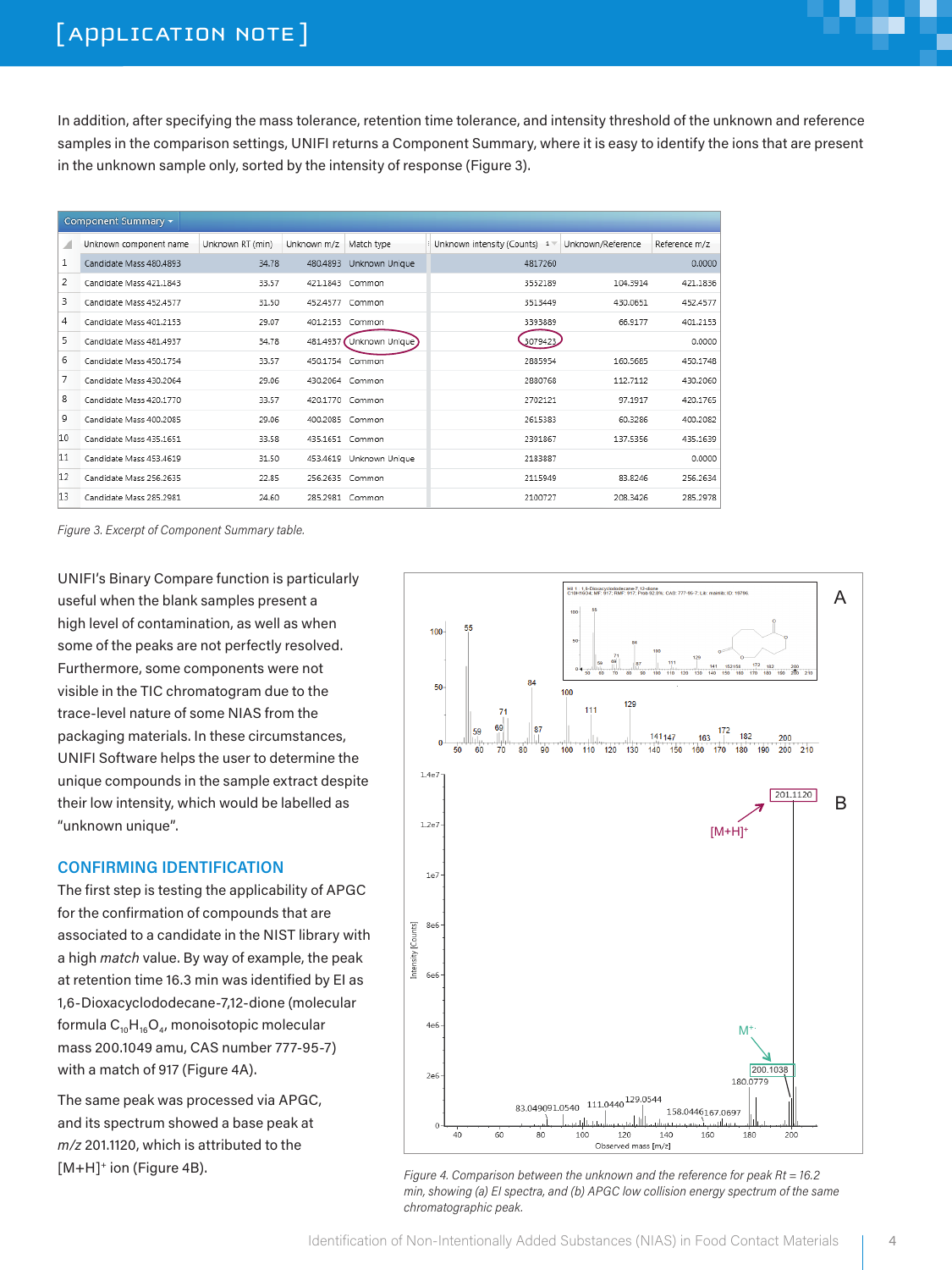In addition, after specifying the mass tolerance, retention time tolerance, and intensity threshold of the unknown and reference samples in the comparison settings, UNIFI returns a Component Summary, where it is easy to identify the ions that are present in the unknown sample only, sorted by the intensity of response (Figure 3).

| | Unknown component name | Unknown RT (min) | Unknown m/z | Match type | Unknown intensity (Counts) | Unknown/Reference | Reference m/z |
|---|---|---|---|---|---|---|---|
| 1 | Candidate Mass 480.4893 | 34.78 | 480.4893 | Unknown Unique | 4817260 | | 0.0000 |
| 2 | Candidate Mass 421.1843 | 33.57 | 421.1843 | Common | 3552189 | 104.3914 | 421.1836 |
| 3 | Candidate Mass 452.4577 | 31.50 | 452.4577 | Common | 3513449 | 430.0651 | 452.4577 |
| 4 | Candidate Mass 401.2153 | 29.07 | 401.2153 | Common | 3393889 | 66.9177 | 401.2153 |
| 5 | Candidate Mass 481.4937 | 34.78 | 481.4937 | Unknown Unique | 3079423 | | 0.0000 |
| 6 | Candidate Mass 450.1754 | 33.57 | 450.1754 | Common | 2885954 | 160.5685 | 450.1748 |
| 7 | Candidate Mass 430.2064 | 29.06 | 430.2064 | Common | 2880768 | 112.7112 | 430.2060 |
| 8 | Candidate Mass 420.1770 | 33.57 | 420.1770 | Common | 2702121 | 97.1917 | 420.1765 |
| 9 | Candidate Mass 400.2085 | 29.06 | 400.2085 | Common | 2615383 | 60.3286 | 400.2082 |
| 10 | Candidate Mass 435.1651 | 33.58 | 435.1651 | Common | 2391867 | 137.5356 | 435.1639 |
| 11 | Candidate Mass 453.4619 | 31.50 | 453.4619 | Unknown Unique | 2183887 | | 0.0000 |
| 12 | Candidate Mass 256.2635 | 22.85 | 256.2635 | Common | 2115949 | 83.8246 | 256.2634 |
| 13 | Candidate Mass 285.2981 | 24.60 | 285.2981 | Common | 2100727 | 208.3426 | 285.2978 |

*Figure 3. Excerpt of Component Summary table.*

UNIFI's Binary Compare function is particularly useful when the blank samples present a high level of contamination, as well as when some of the peaks are not perfectly resolved. Furthermore, some components were not visible in the TIC chromatogram due to the trace-level nature of some NIAS from the packaging materials. In these circumstances, UNIFI Software helps the user to determine the unique compounds in the sample extract despite their low intensity, which would be labelled as "unknown unique".

## CONFIRMING IDENTIFICATION

The first step is testing the applicability of APGC for the confirmation of compounds that are associated to a candidate in the NIST library with a high *match* value. By way of example, the peak at retention time 16.3 min was identified by EI as 1,6-Dioxacyclododecane-7,12-dione (molecular formula $C_{10}H_{16}O_4$, monoisotopic molecular mass 200.1049 amu, CAS number 777-95-7) with a match of 917 (Figure 4A).

The same peak was processed via APGC, and its spectrum showed a base peak at *m/z* 201.1120, which is attributed to the $[M+H]^+$ ion (Figure 4B).

*Figure 4. Comparison between the unknown and the reference for peak Rt = 16.2 min, showing (a) EI spectra, and (b) APGC low collision energy spectrum of the same chromatographic peak.*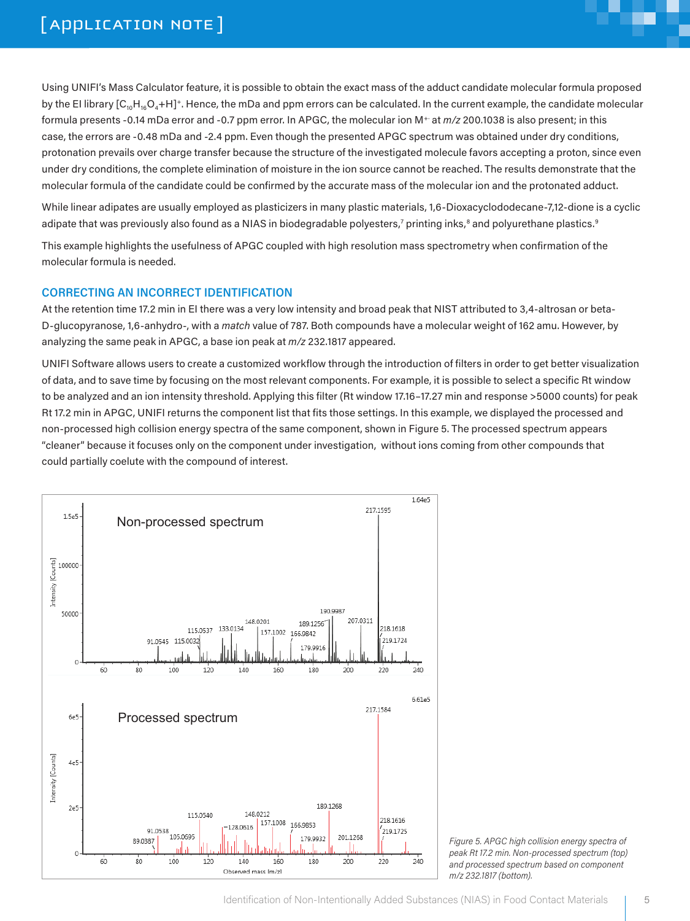Using UNIFI's Mass Calculator feature, it is possible to obtain the exact mass of the adduct candidate molecular formula proposed by the EI library $[C_{10}H_{16}O_4+H]^+$. Hence, the mDa and ppm errors can be calculated. In the current example, the candidate molecular formula presents -0.14 mDa error and -0.7 ppm error. In APGC, the molecular ion $M^{+\cdot}$ at *m/z* 200.1038 is also present; in this case, the errors are -0.48 mDa and -2.4 ppm. Even though the presented APGC spectrum was obtained under dry conditions, protonation prevails over charge transfer because the structure of the investigated molecule favors accepting a proton, since even under dry conditions, the complete elimination of moisture in the ion source cannot be reached. The results demonstrate that the molecular formula of the candidate could be confirmed by the accurate mass of the molecular ion and the protonated adduct.

While linear adipates are usually employed as plasticizers in many plastic materials, 1,6-Dioxacyclododecane-7,12-dione is a cyclic adipate that was previously also found as a NIAS in biodegradable polyesters,[7] printing inks,[8] and polyurethane plastics.[9]

This example highlights the usefulness of APGC coupled with high resolution mass spectrometry when confirmation of the molecular formula is needed.

## CORRECTING AN INCORRECT IDENTIFICATION

At the retention time 17.2 min in EI there was a very low intensity and broad peak that NIST attributed to 3,4-altrosan or beta-D-glucopyranose, 1,6-anhydro-, with a *match* value of 787. Both compounds have a molecular weight of 162 amu. However, by analyzing the same peak in APGC, a base ion peak at *m/z* 232.1817 appeared.

UNIFI Software allows users to create a customized workflow through the introduction of filters in order to get better visualization of data, and to save time by focusing on the most relevant components. For example, it is possible to select a specific Rt window to be analyzed and an ion intensity threshold. Applying this filter (Rt window 17.16–17.27 min and response >5000 counts) for peak Rt 17.2 min in APGC, UNIFI returns the component list that fits those settings. In this example, we displayed the processed and non-processed high collision energy spectra of the same component, shown in Figure 5. The processed spectrum appears "cleaner" because it focuses only on the component under investigation, without ions coming from other compounds that could partially coelute with the compound of interest.

*Figure 5. APGC high collision energy spectra of peak Rt 17.2 min. Non-processed spectrum (top) and processed spectrum based on component m/z 232.1817 (bottom).*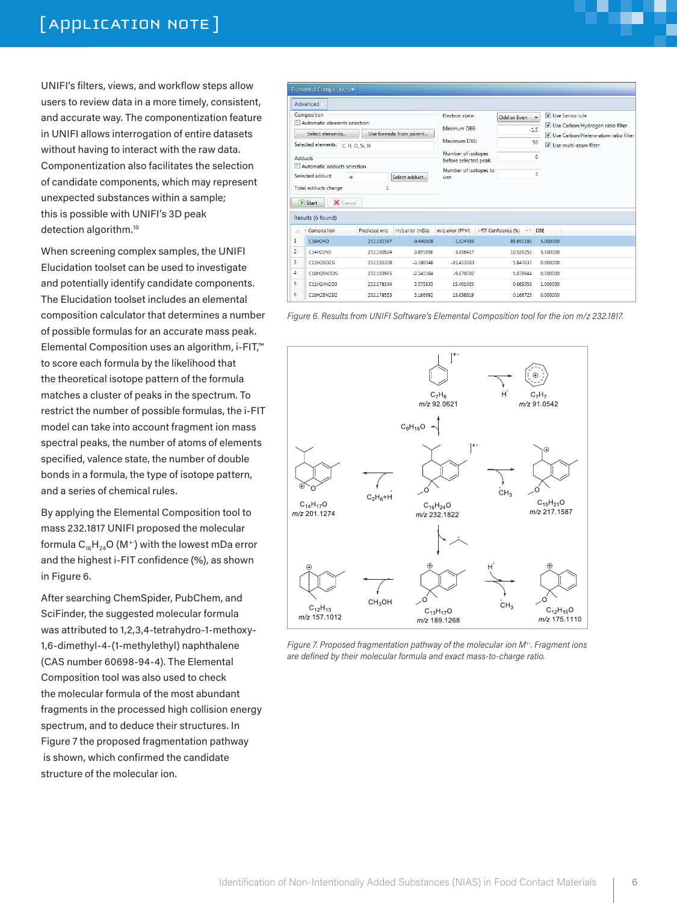UNIFI's filters, views, and workflow steps allow users to review data in a more timely, consistent, and accurate way. The componentization feature in UNIFI allows interrogation of entire datasets without having to interact with the raw data. Componentization also facilitates the selection of candidate components, which may represent unexpected substances within a sample; this is possible with UNIFI's 3D peak detection algorithm.[10]

When screening complex samples, the UNIFI Elucidation toolset can be used to investigate and potentially identify candidate components. The Elucidation toolset includes an elemental composition calculator that determines a number of possible formulas for an accurate mass peak. Elemental Composition uses an algorithm, i-FIT,™ to score each formula by the likelihood that the theoretical isotope pattern of the formula matches a cluster of peaks in the spectrum. To restrict the number of possible formulas, the i-FIT model can take into account fragment ion mass spectral peaks, the number of atoms of elements specified, valence state, the number of double bonds in a formula, the type of isotope pattern, and a series of chemical rules.

By applying the Elemental Composition tool to mass 232.1817 UNIFI proposed the molecular formula $C_{16}H_{24}O$ ($M^{+\cdot}$) with the lowest mDa error and the highest i-FIT confidence (%), as shown in Figure 6.

After searching ChemSpider, PubChem, and SciFinder, the suggested molecular formula was attributed to 1,2,3,4-tetrahydro-1-methoxy-1,6-dimethyl-4-(1-methylethyl) naphthalene (CAS number 60698-94-4). The Elemental Composition tool was also used to check the molecular formula of the most abundant fragments in the processed high collision energy spectrum, and to deduce their structures. In Figure 7 the proposed fragmentation pathway is shown, which confirmed the candidate structure of the molecular ion.

| | Composition | Predicted m/z | m/z error (mDa) | m/z error (PPM) | i-FIT Confidence (%) | DBE |
|---|---|---|---|---|---|---|
| 1 | C16H24O | 232.182167 | -0.446808 | -1.924385 | 85.690185 | 5.000000 |
| 2 | C14H22N3 | 232.180824 | 0.895856 | 3.858417 | 10.526252 | 5.500000 |
| 3 | C12H28O2Si | 232.185308 | -3.588048 | -15.453583 | 1.847637 | 0.000000 |
| 4 | C10H26N3OSi | 232.183965 | -2.245384 | -9.670782 | 1.079644 | 0.500000 |
| 5 | C11H24N2O3 | 232.178144 | 3.575933 | 15.401403 | 0.689556 | 1.000000 |
| 6 | C10H28N2Si2 | 232.178553 | 3.166692 | 13.638819 | 0.166725 | 0.000000 |

Figure 6. Results from UNIFI Software's Elemental Composition tool for the ion m/z 232.1817.

Figure 7. Proposed fragmentation pathway of the molecular ion $M^{+\cdot}$. Fragment ions are defined by their molecular formula and exact mass-to-charge ratio.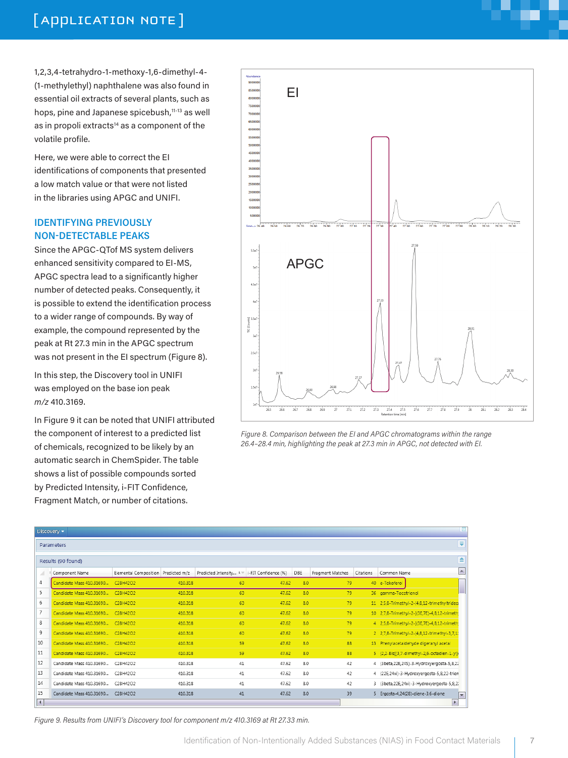1,2,3,4-tetrahydro-1-methoxy-1,6-dimethyl-4-(1-methylethyl) naphthalene was also found in essential oil extracts of several plants, such as hops, pine and Japanese spicebush,[11-13] as well as in propoli extracts[14] as a component of the volatile profile.

Here, we were able to correct the EI identifications of components that presented a low match value or that were not listed in the libraries using APGC and UNIFI.

## IDENTIFYING PREVIOUSLY NON-DETECTABLE PEAKS

Since the APGC-QTof MS system delivers enhanced sensitivity compared to EI-MS, APGC spectra lead to a significantly higher number of detected peaks. Consequently, it is possible to extend the identification process to a wider range of compounds. By way of example, the compound represented by the peak at Rt 27.3 min in the APGC spectrum was not present in the EI spectrum (Figure 8).

In this step, the Discovery tool in UNIFI was employed on the base ion peak *m/z* 410.3169.

In Figure 9 it can be noted that UNIFI attributed the component of interest to a predicted list of chemicals, recognized to be likely by an automatic search in ChemSpider. The table shows a list of possible compounds sorted by Predicted Intensity, i-FIT Confidence, Fragment Match, or number of citations.

*Figure 8. Comparison between the EI and APGC chromatograms within the range 26.4–28.4 min, highlighting the peak at 27.3 min in APGC, not detected with EI.*

Results (90 found)

| | Component Name | Elemental Composition | Predicted m/z | Predicted Intensity... | i-FIT Confidence (%) | DBE | Fragment Matches | Citations | Common Name |
|---|---|---|---|---|---|---|---|---|---|
| 4 | Candidate Mass 410.31690... | C28H42O2 | 410.318 | 60 | 47.62 | 8.0 | 79 | 40 | e-Tokoferol |
| 5 | Candidate Mass 410.31690... | C28H42O2 | 410.318 | 60 | 47.62 | 8.0 | 79 | 36 | gamma-Tocotrienol |
| 6 | Candidate Mass 410.31690... | C28H42O2 | 410.318 | 60 | 47.62 | 8.0 | 79 | 11 | 2,5,8-Trimethyl-2-(4,8,12-trimethyltrideca |
| 7 | Candidate Mass 410.31690... | C28H42O2 | 410.318 | 60 | 47.62 | 8.0 | 79 | 10 | 2,7,8-Trimethyl-2-[(3E,7E)-4,8,12-trimeth |
| 8 | Candidate Mass 410.31690... | C28H42O2 | 410.318 | 60 | 47.62 | 8.0 | 79 | 4 | 2,5,8-Trimethyl-2-[(3E,7E)-4,8,12-trimeth |
| 9 | Candidate Mass 410.31690... | C28H42O2 | 410.318 | 60 | 47.62 | 8.0 | 79 | 2 | 2,7,8-Trimethyl-2-(4,8,12-trimethyl-3,7,1 |
| 10 | Candidate Mass 410.31690... | C28H42O2 | 410.318 | 59 | 47.62 | 8.0 | 88 | 13 | Phenylacetaldehyde digeranyl acetal |
| 11 | Candidate Mass 410.31690... | C28H42O2 | 410.318 | 59 | 47.62 | 8.0 | 88 | 5 | {2,2-Bis[(3,7-dimethyl-2,6-octadien-1-yl) |
| 12 | Candidate Mass 410.31690... | C28H42O2 | 410.318 | 41 | 47.62 | 8.0 | 42 | 4 | (3beta,22E,24S)-3-Hydroxyergosta-5,8,22 |
| 13 | Candidate Mass 410.31690... | C28H42O2 | 410.318 | 41 | 47.62 | 8.0 | 42 | 4 | (22E,24xi)-3-Hydroxyergosta-5,8,22-trien |
| 14 | Candidate Mass 410.31690... | C28H42O2 | 410.318 | 41 | 47.62 | 8.0 | 42 | 3 | (3beta,22E,24xi)-3-Hydroxyergosta-5,8,2 |
| 15 | Candidate Mass 410.31690... | C28H42O2 | 410.318 | 41 | 47.62 | 8.0 | 39 | 5 | Ergosta-4,24(28)-diene-3,6-dione |

*Figure 9. Results from UNIFI's Discovery tool for component m/z 410.3169 at Rt 27.33 min.*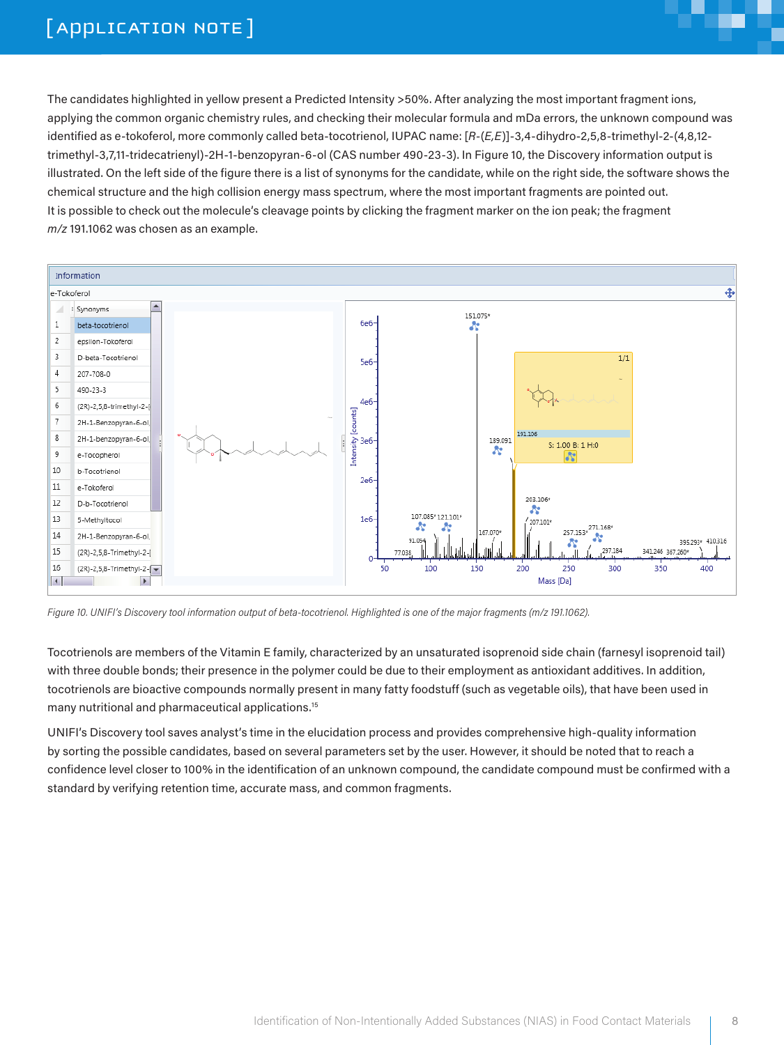The candidates highlighted in yellow present a Predicted Intensity >50%. After analyzing the most important fragment ions, applying the common organic chemistry rules, and checking their molecular formula and mDa errors, the unknown compound was identified as e-tokoferol, more commonly called beta-tocotrienol, IUPAC name: [*R*-(*E*,*E*)]-3,4-dihydro-2,5,8-trimethyl-2-(4,8,12-trimethyl-3,7,11-tridecatrienyl)-2H-1-benzopyran-6-ol (CAS number 490-23-3). In Figure 10, the Discovery information output is illustrated. On the left side of the figure there is a list of synonyms for the candidate, while on the right side, the software shows the chemical structure and the high collision energy mass spectrum, where the most important fragments are pointed out. It is possible to check out the molecule's cleavage points by clicking the fragment marker on the ion peak; the fragment *m/z* 191.1062 was chosen as an example.

*Figure 10. UNIFI's Discovery tool information output of beta-tocotrienol. Highlighted is one of the major fragments (m/z 191.1062).*

Tocotrienols are members of the Vitamin E family, characterized by an unsaturated isoprenoid side chain (farnesyl isoprenoid tail) with three double bonds; their presence in the polymer could be due to their employment as antioxidant additives. In addition, tocotrienols are bioactive compounds normally present in many fatty foodstuff (such as vegetable oils), that have been used in many nutritional and pharmaceutical applications.[15]

UNIFI's Discovery tool saves analyst's time in the elucidation process and provides comprehensive high-quality information by sorting the possible candidates, based on several parameters set by the user. However, it should be noted that to reach a confidence level closer to 100% in the identification of an unknown compound, the candidate compound must be confirmed with a standard by verifying retention time, accurate mass, and common fragments.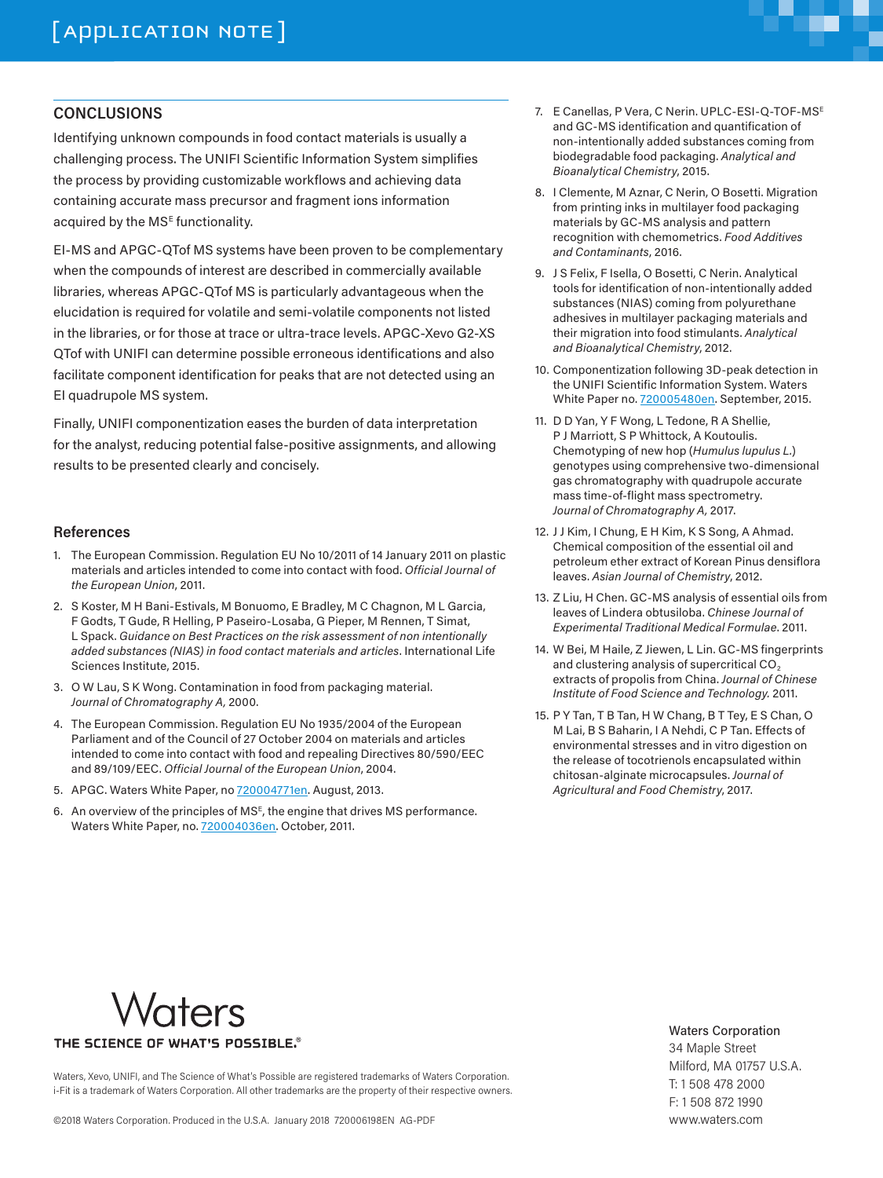## CONCLUSIONS

Identifying unknown compounds in food contact materials is usually a challenging process. The UNIFI Scientific Information System simplifies the process by providing customizable workflows and achieving data containing accurate mass precursor and fragment ions information acquired by the $MS^E$ functionality.

EI-MS and APGC-QTof MS systems have been proven to be complementary when the compounds of interest are described in commercially available libraries, whereas APGC-QTof MS is particularly advantageous when the elucidation is required for volatile and semi-volatile components not listed in the libraries, or for those at trace or ultra-trace levels. APGC-Xevo G2-XS QTof with UNIFI can determine possible erroneous identifications and also facilitate component identification for peaks that are not detected using an EI quadrupole MS system.

Finally, UNIFI componentization eases the burden of data interpretation for the analyst, reducing potential false-positive assignments, and allowing results to be presented clearly and concisely.

### References

1. The European Commission. Regulation EU No 10/2011 of 14 January 2011 on plastic materials and articles intended to come into contact with food. *Official Journal of the European Union*, 2011.
2. S Koster, M H Bani-Estivals, M Bonuomo, E Bradley, M C Chagnon, M L Garcia, F Godts, T Gude, R Helling, P Paseiro-Losaba, G Pieper, M Rennen, T Simat, L Spack. *Guidance on Best Practices on the risk assessment of non intentionally added substances (NIAS) in food contact materials and articles*. International Life Sciences Institute, 2015.
3. O W Lau, S K Wong. Contamination in food from packaging material. *Journal of Chromatography A,* 2000.
4. The European Commission. Regulation EU No 1935/2004 of the European Parliament and of the Council of 27 October 2004 on materials and articles intended to come into contact with food and repealing Directives 80/590/EEC and 89/109/EEC. *Official Journal of the European Union*, 2004.
5. APGC. Waters White Paper, no 720004771en. August, 2013.
6. An overview of the principles of $MS^E$, the engine that drives MS performance. Waters White Paper, no. 720004036en. October, 2011.
7. E Canellas, P Vera, C Nerin. UPLC-ESI-Q-TOF-$MS^E$ and GC-MS identification and quantification of non-intentionally added substances coming from biodegradable food packaging. *Analytical and Bioanalytical Chemistry*, 2015.
8. I Clemente, M Aznar, C Nerin, O Bosetti. Migration from printing inks in multilayer food packaging materials by GC-MS analysis and pattern recognition with chemometrics. *Food Additives and Contaminants*, 2016.
9. J S Felix, F Isella, O Bosetti, C Nerin. Analytical tools for identification of non-intentionally added substances (NIAS) coming from polyurethane adhesives in multilayer packaging materials and their migration into food stimulants. *Analytical and Bioanalytical Chemistry*, 2012.
10. Componentization following 3D-peak detection in the UNIFI Scientific Information System. Waters White Paper no. 720005480en. September, 2015.
11. D D Yan, Y F Wong, L Tedone, R A Shellie, P J Marriott, S P Whittock, A Koutoulis. Chemotyping of new hop (*Humulus lupulus L.*) genotypes using comprehensive two-dimensional gas chromatography with quadrupole accurate mass time-of-flight mass spectrometry. *Journal of Chromatography A,* 2017.
12. J J Kim, I Chung, E H Kim, K S Song, A Ahmad. Chemical composition of the essential oil and petroleum ether extract of Korean Pinus densiflora leaves. *Asian Journal of Chemistry*, 2012.
13. Z Liu, H Chen. GC-MS analysis of essential oils from leaves of Lindera obtusiloba. *Chinese Journal of Experimental Traditional Medical Formulae*. 2011.
14. W Bei, M Haile, Z Jiewen, L Lin. GC-MS fingerprints and clustering analysis of supercritical $CO_2$ extracts of propolis from China. *Journal of Chinese Institute of Food Science and Technology.* 2011.
15. P Y Tan, T B Tan, H W Chang, B T Tey, E S Chan, O M Lai, B S Baharin, I A Nehdi, C P Tan. Effects of environmental stresses and in vitro digestion on the release of tocotrienols encapsulated within chitosan-alginate microcapsules. *Journal of Agricultural and Food Chemistry*, 2017.

Waters

THE SCIENCE OF WHAT'S POSSIBLE.®

Waters, Xevo, UNIFI, and The Science of What's Possible are registered trademarks of Waters Corporation. i-Fit is a trademark of Waters Corporation. All other trademarks are the property of their respective owners.

©2018 Waters Corporation. Produced in the U.S.A. January 2018 720006198EN AG-PDF

Waters Corporation
34 Maple Street
Milford, MA 01757 U.S.A.
T: 1 508 478 2000
F: 1 508 872 1990
www.waters.com